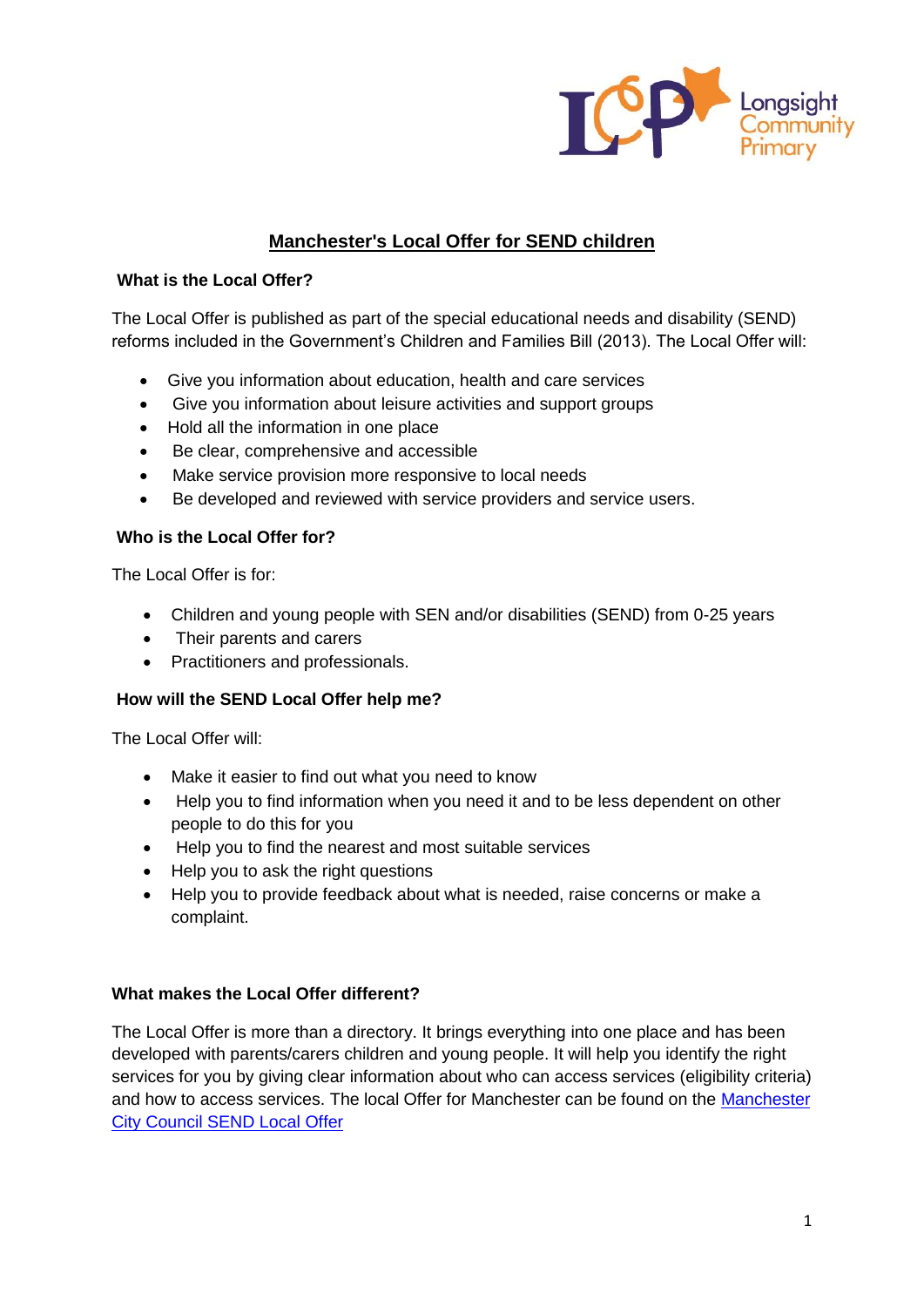# Manchester's Local Offer for SEND children

## What is the Local Offer?

The Local Offer is published as part of the special educational needs and disability (SEND) reforms included in the Government's Children and Families Bill (2013). The Local Offer will:

- Give you information about education, health and care services
- Give you information about leisure activities and support groups
- Hold all the information in one place
- Be clear, comprehensive and accessible
- Make service provision more responsive to local needs
- Be developed and reviewed with service providers and service users.

## Who is the Local Offer for?

The Local Offer is for:

- Children and young people with SEN and/or disabilities (SEND) from 0-25 years
- Their parents and carers
- Practitioners and professionals.

## How will the SEND Local Offer help me?

The Local Offer will:

- Make it easier to find out what you need to know
- Help you to find information when you need it and to be less dependent on other people to do this for you
- Help you to find the nearest and most suitable services
- Help you to ask the right questions
- Help you to provide feedback about what is needed, raise concerns or make a complaint.

## What makes the Local Offer different?

The Local Offer is more than a directory. It brings everything into one place and has been developed with parents/carers children and young people. It will help you identify the right services for you by giving clear information about who can access services (eligibility criteria) and how to access services. The local Offer for Manchester can be found on the Manchester City Council SEND Local Offer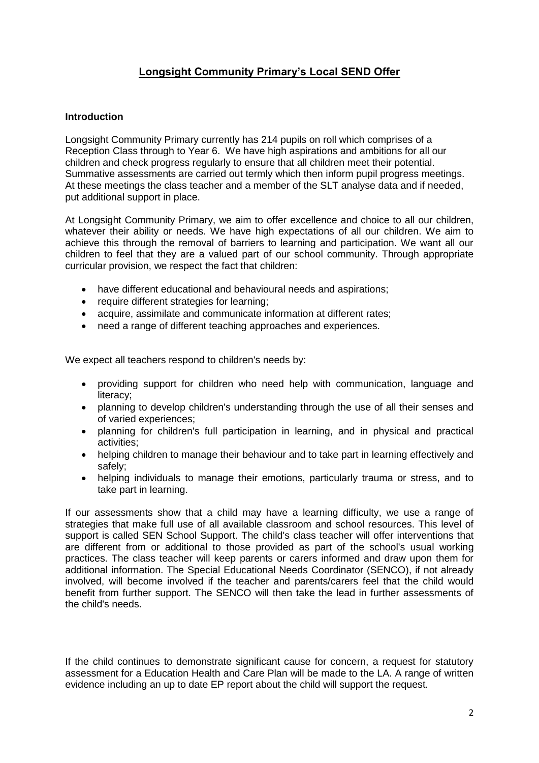# **Longsight Community Primary's Local SEND Offer**

### **Introduction**

Longsight Community Primary currently has 214 pupils on roll which comprises of a Reception Class through to Year 6. We have high aspirations and ambitions for all our children and check progress regularly to ensure that all children meet their potential. Summative assessments are carried out termly which then inform pupil progress meetings. At these meetings the class teacher and a member of the SLT analyse data and if needed, put additional support in place.

At Longsight Community Primary, we aim to offer excellence and choice to all our children, whatever their ability or needs. We have high expectations of all our children. We aim to achieve this through the removal of barriers to learning and participation. We want all our children to feel that they are a valued part of our school community. Through appropriate curricular provision, we respect the fact that children:

- have different educational and behavioural needs and aspirations;
- require different strategies for learning;
- acquire, assimilate and communicate information at different rates;
- need a range of different teaching approaches and experiences.

We expect all teachers respond to children's needs by:

- providing support for children who need help with communication, language and literacy;
- planning to develop children's understanding through the use of all their senses and of varied experiences;
- planning for children's full participation in learning, and in physical and practical activities;
- helping children to manage their behaviour and to take part in learning effectively and safely;
- helping individuals to manage their emotions, particularly trauma or stress, and to take part in learning.

If our assessments show that a child may have a learning difficulty, we use a range of strategies that make full use of all available classroom and school resources. This level of support is called SEN School Support. The child's class teacher will offer interventions that are different from or additional to those provided as part of the school's usual working practices. The class teacher will keep parents or carers informed and draw upon them for additional information. The Special Educational Needs Coordinator (SENCO), if not already involved, will become involved if the teacher and parents/carers feel that the child would benefit from further support. The SENCO will then take the lead in further assessments of the child's needs.

If the child continues to demonstrate significant cause for concern, a request for statutory assessment for a Education Health and Care Plan will be made to the LA. A range of written evidence including an up to date EP report about the child will support the request.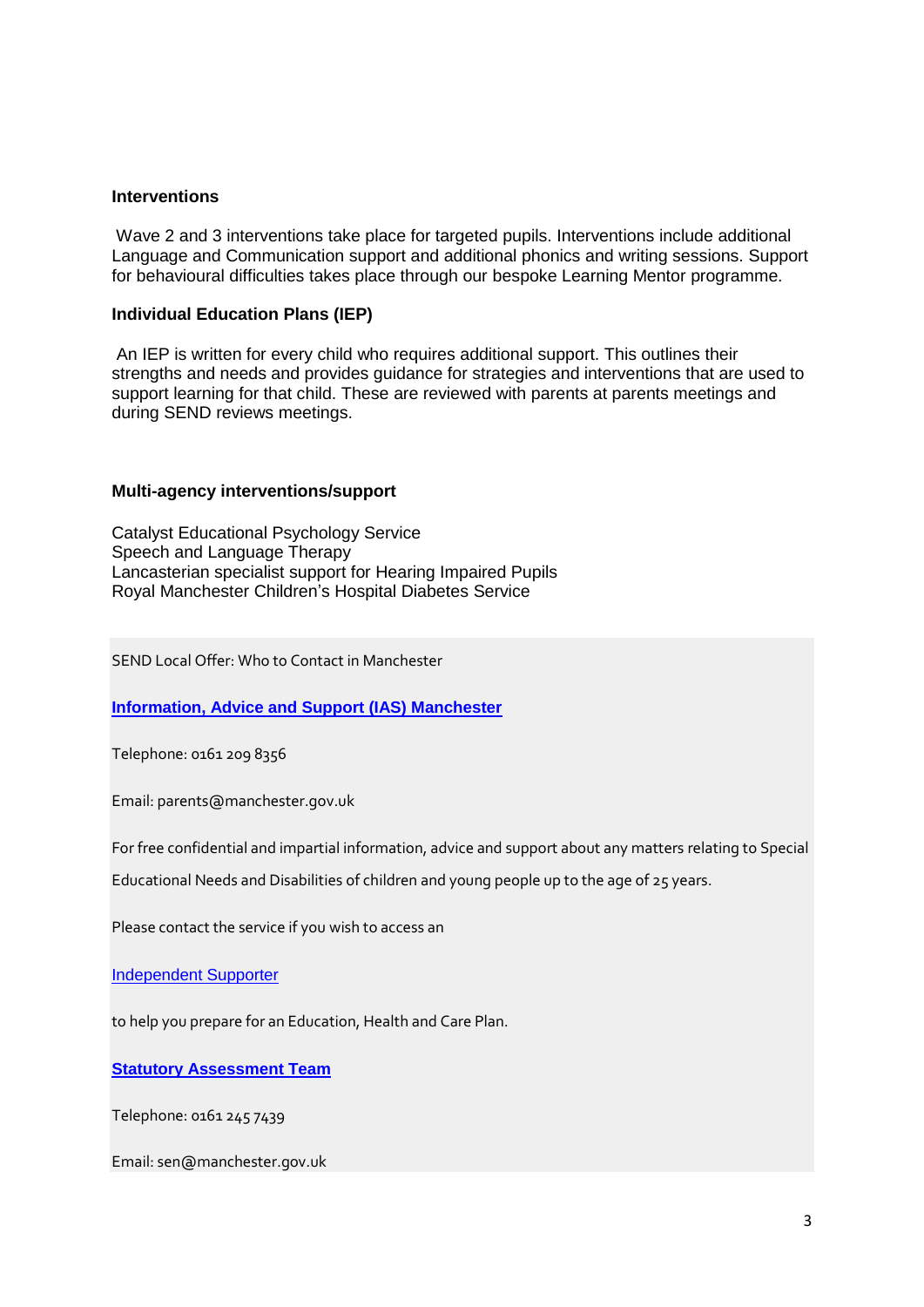**Interventions**

Wave 2 and 3 interventions take place for targeted pupils. Interventions include additional Language and Communication support and additional phonics and writing sessions. Support for behavioural difficulties takes place through our bespoke Learning Mentor programme.

**Individual Education Plans (IEP)**

An IEP is written for every child who requires additional support. This outlines their strengths and needs and provides guidance for strategies and interventions that are used to support learning for that child. These are reviewed with parents at parents meetings and during SEND reviews meetings.

**Multi-agency interventions/support**

Catalyst Educational Psychology Service
Speech and Language Therapy
Lancasterian specialist support for Hearing Impaired Pupils
Royal Manchester Children's Hospital Diabetes Service

SEND Local Offer: Who to Contact in Manchester

**Information, Advice and Support (IAS) Manchester**

Telephone: 0161 209 8356

Email: parents@manchester.gov.uk

For free confidential and impartial information, advice and support about any matters relating to Special Educational Needs and Disabilities of children and young people up to the age of 25 years.

Please contact the service if you wish to access an

Independent Supporter

to help you prepare for an Education, Health and Care Plan.

**Statutory Assessment Team**

Telephone: 0161 245 7439

Email: sen@manchester.gov.uk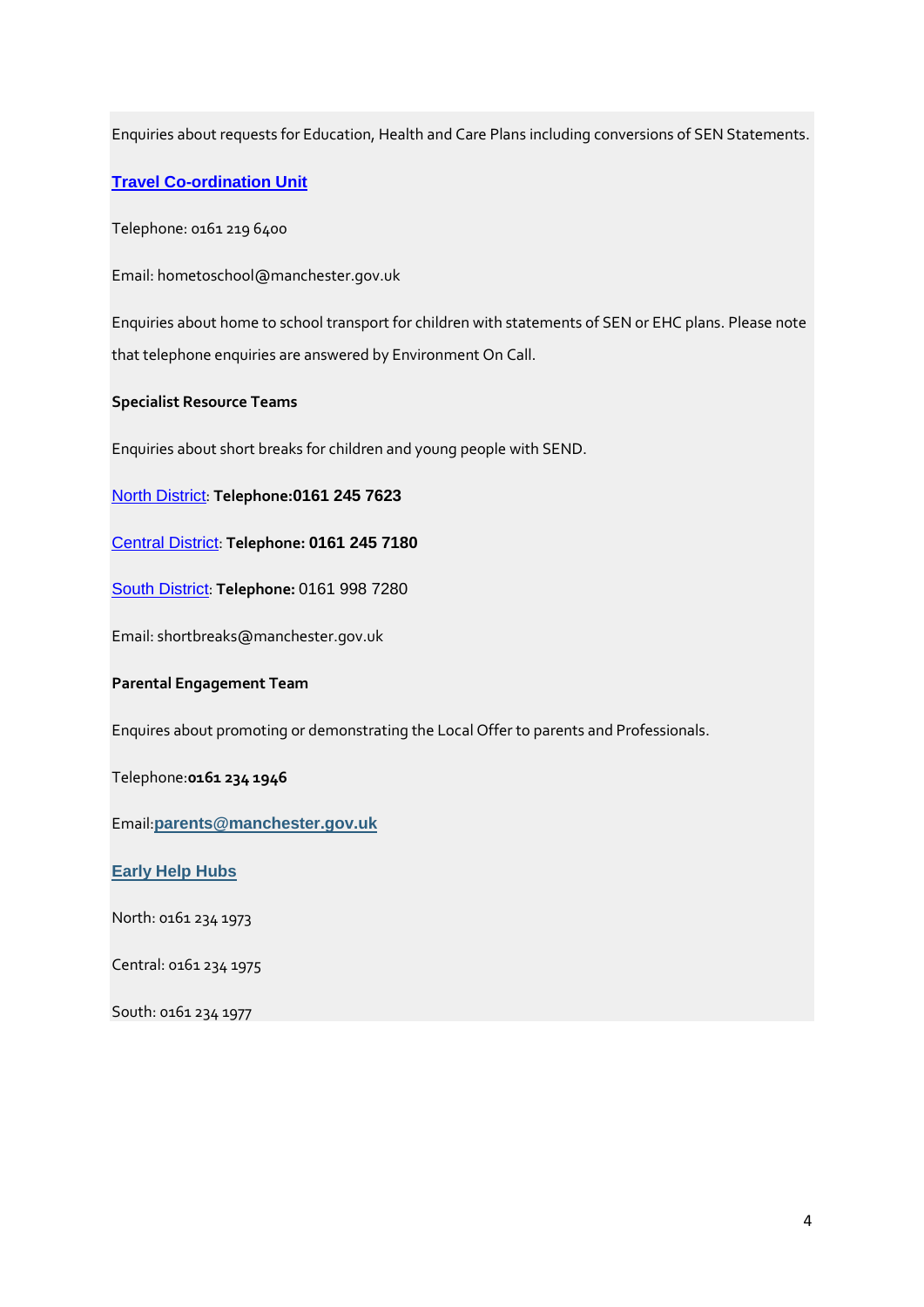Enquiries about requests for Education, Health and Care Plans including conversions of SEN Statements.

**Travel Co-ordination Unit**

Telephone: 0161 219 6400

Email: hometoschool@manchester.gov.uk

Enquiries about home to school transport for children with statements of SEN or EHC plans. Please note that telephone enquiries are answered by Environment On Call.

**Specialist Resource Teams**

Enquiries about short breaks for children and young people with SEND.

North District: **Telephone:0161 245 7623**

Central District: **Telephone: 0161 245 7180**

South District: **Telephone:** 0161 998 7280

Email: shortbreaks@manchester.gov.uk

**Parental Engagement Team**

Enquires about promoting or demonstrating the Local Offer to parents and Professionals.

Telephone:**0161 234 1946**

Email:**parents@manchester.gov.uk**

**Early Help Hubs**

North: 0161 234 1973

Central: 0161 234 1975

South: 0161 234 1977